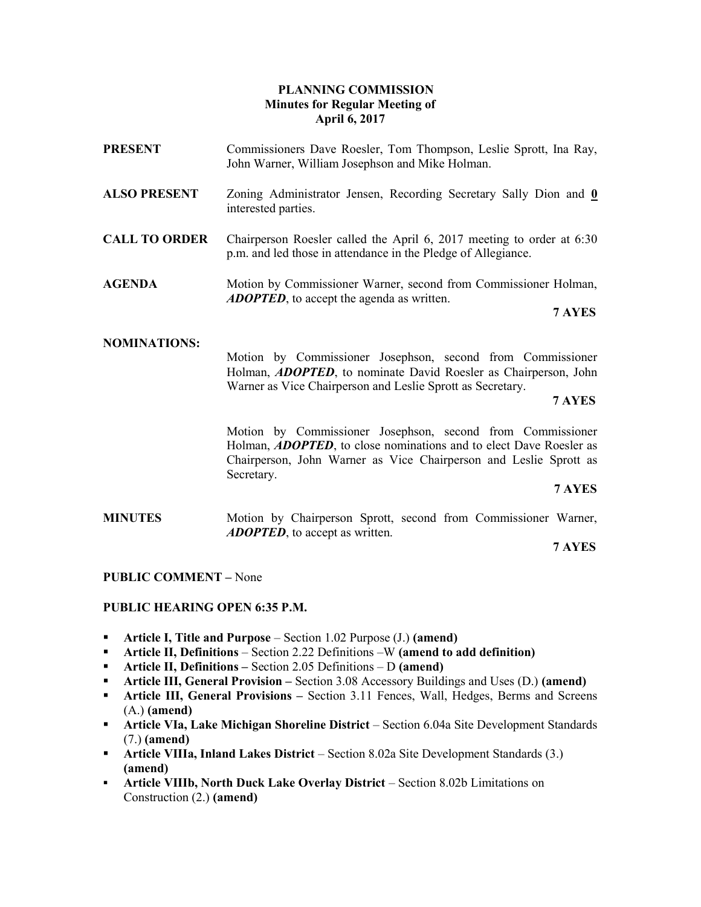# PLANNING COMMISSION

## Minutes for Regular Meeting of April 6, 2017

**PRESENT** Commissioners Dave Roesler, Tom Thompson, Leslie Sprott, Ina Ray, John Warner, William Josephson and Mike Holman.

**ALSO PRESENT** Zoning Administrator Jensen, Recording Secretary Sally Dion and **0** interested parties.

**CALL TO ORDER** Chairperson Roesler called the April 6, 2017 meeting to order at 6:30 p.m. and led those in attendance in the Pledge of Allegiance.

**AGENDA** Motion by Commissioner Warner, second from Commissioner Holman, ***ADOPTED***, to accept the agenda as written.

**7 AYES**

**NOMINATIONS:**

Motion by Commissioner Josephson, second from Commissioner Holman, ***ADOPTED***, to nominate David Roesler as Chairperson, John Warner as Vice Chairperson and Leslie Sprott as Secretary.

**7 AYES**

Motion by Commissioner Josephson, second from Commissioner Holman, ***ADOPTED***, to close nominations and to elect Dave Roesler as Chairperson, John Warner as Vice Chairperson and Leslie Sprott as Secretary.

**7 AYES**

**MINUTES** Motion by Chairperson Sprott, second from Commissioner Warner, ***ADOPTED***, to accept as written.

**7 AYES**

**PUBLIC COMMENT –** None

**PUBLIC HEARING OPEN 6:35 P.M.**

- **Article I, Title and Purpose** – Section 1.02 Purpose (J.) **(amend)**
- **Article II, Definitions** – Section 2.22 Definitions –W **(amend to add definition)**
- **Article II, Definitions –** Section 2.05 Definitions – D **(amend)**
- **Article III, General Provision –** Section 3.08 Accessory Buildings and Uses (D.) **(amend)**
- **Article III, General Provisions –** Section 3.11 Fences, Wall, Hedges, Berms and Screens (A.) **(amend)**
- **Article VIa, Lake Michigan Shoreline District** – Section 6.04a Site Development Standards (7.) **(amend)**
- **Article VIIIa, Inland Lakes District** – Section 8.02a Site Development Standards (3.) **(amend)**
- **Article VIIIb, North Duck Lake Overlay District** – Section 8.02b Limitations on Construction (2.) **(amend)**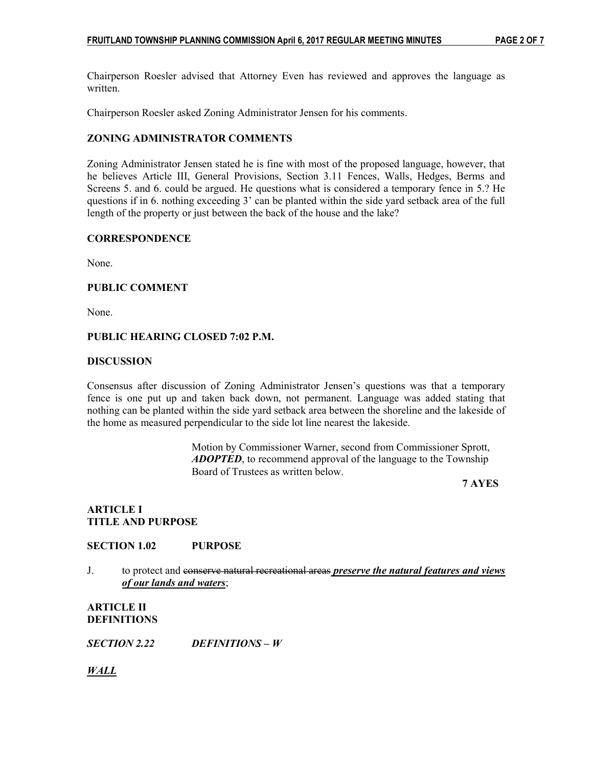Chairperson Roesler advised that Attorney Even has reviewed and approves the language as written.

Chairperson Roesler asked Zoning Administrator Jensen for his comments.

**ZONING ADMINISTRATOR COMMENTS**

Zoning Administrator Jensen stated he is fine with most of the proposed language, however, that he believes Article III, General Provisions, Section 3.11 Fences, Walls, Hedges, Berms and Screens 5. and 6. could be argued. He questions what is considered a temporary fence in 5.? He questions if in 6. nothing exceeding 3' can be planted within the side yard setback area of the full length of the property or just between the back of the house and the lake?

**CORRESPONDENCE**

None.

**PUBLIC COMMENT**

None.

**PUBLIC HEARING CLOSED 7:02 P.M.**

**DISCUSSION**

Consensus after discussion of Zoning Administrator Jensen's questions was that a temporary fence is one put up and taken back down, not permanent. Language was added stating that nothing can be planted within the side yard setback area between the shoreline and the lakeside of the home as measured perpendicular to the side lot line nearest the lakeside.

> Motion by Commissioner Warner, second from Commissioner Sprott, ***ADOPTED***, to recommend approval of the language to the Township Board of Trustees as written below.
>
> **7 AYES**

**ARTICLE I**
**TITLE AND PURPOSE**

**SECTION 1.02 PURPOSE**

J. to protect and ~~conserve natural recreational areas~~ ***<u>preserve the natural features and views of our lands and waters</u>***;

**ARTICLE II**
**DEFINITIONS**

***SECTION 2.22 DEFINITIONS – W***

***<u>WALL</u>***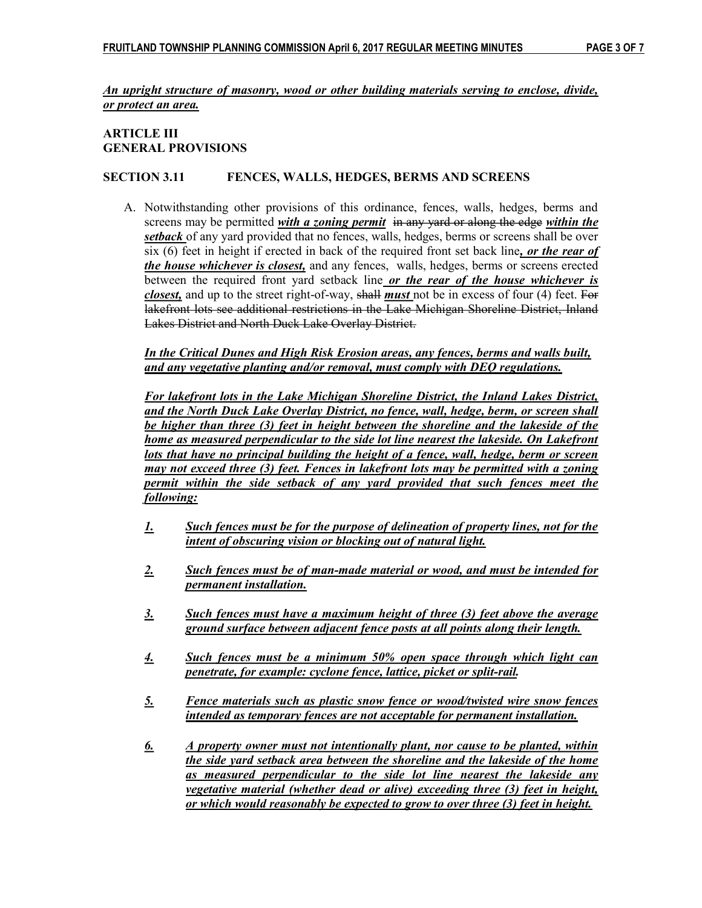***An upright structure of masonry, wood or other building materials serving to enclose, divide, or protect an area.***

**ARTICLE III**
**GENERAL PROVISIONS**

**SECTION 3.11 FENCES, WALLS, HEDGES, BERMS AND SCREENS**

A. Notwithstanding other provisions of this ordinance, fences, walls, hedges, berms and screens may be permitted ***with a zoning permit*** ~~in any yard or along the edge~~ ***within the setback*** of any yard provided that no fences, walls, hedges, berms or screens shall be over six (6) feet in height if erected in back of the required front set back line***, or the rear of the house whichever is closest,*** and any fences, walls, hedges, berms or screens erected between the required front yard setback line ***or the rear of the house whichever is closest,*** and up to the street right-of-way, ~~shall~~ ***must*** not be in excess of four (4) feet. ~~For lakefront lots see additional restrictions in the Lake Michigan Shoreline District, Inland Lakes District and North Duck Lake Overlay District.~~

   ***In the Critical Dunes and High Risk Erosion areas, any fences, berms and walls built, and any vegetative planting and/or removal, must comply with DEQ regulations.***

   ***For lakefront lots in the Lake Michigan Shoreline District, the Inland Lakes District, and the North Duck Lake Overlay District, no fence, wall, hedge, berm, or screen shall be higher than three (3) feet in height between the shoreline and the lakeside of the home as measured perpendicular to the side lot line nearest the lakeside. On Lakefront lots that have no principal building the height of a fence, wall, hedge, berm or screen may not exceed three (3) feet. Fences in lakefront lots may be permitted with a zoning permit within the side setback of any yard provided that such fences meet the following:***

   1. ***Such fences must be for the purpose of delineation of property lines, not for the intent of obscuring vision or blocking out of natural light.***

   2. ***Such fences must be of man-made material or wood, and must be intended for permanent installation.***

   3. ***Such fences must have a maximum height of three (3) feet above the average ground surface between adjacent fence posts at all points along their length.***

   4. ***Such fences must be a minimum 50% open space through which light can penetrate, for example: cyclone fence, lattice, picket or split-rail.***

   5. ***Fence materials such as plastic snow fence or wood/twisted wire snow fences intended as temporary fences are not acceptable for permanent installation.***

   6. ***A property owner must not intentionally plant, nor cause to be planted, within the side yard setback area between the shoreline and the lakeside of the home as measured perpendicular to the side lot line nearest the lakeside any vegetative material (whether dead or alive) exceeding three (3) feet in height, or which would reasonably be expected to grow to over three (3) feet in height.***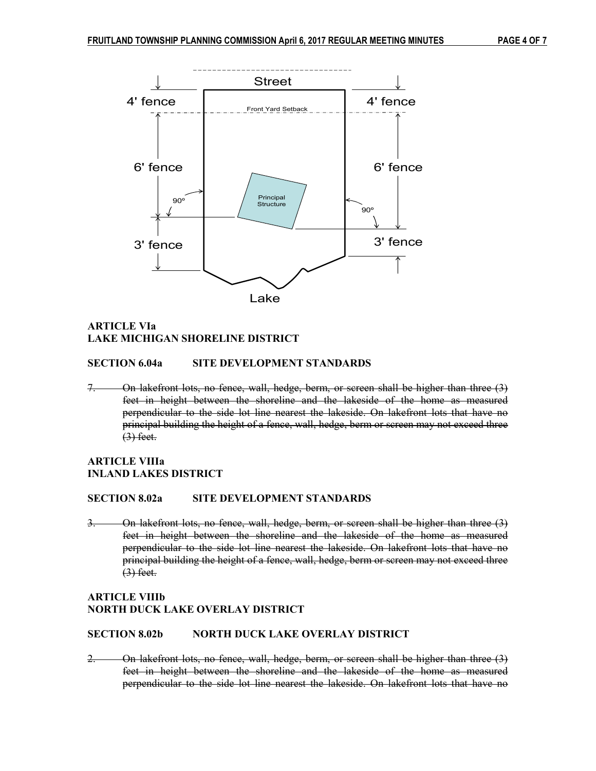Street

4' fence

Front Yard Setback

4' fence

6' fence

6' fence

90º

Principal Structure

90º

3' fence

3' fence

Lake

**ARTICLE VIa**
**LAKE MICHIGAN SHORELINE DISTRICT**

**SECTION 6.04a SITE DEVELOPMENT STANDARDS**

~~7. On lakefront lots, no fence, wall, hedge, berm, or screen shall be higher than three (3) feet in height between the shoreline and the lakeside of the home as measured perpendicular to the side lot line nearest the lakeside. On lakefront lots that have no principal building the height of a fence, wall, hedge, berm or screen may not exceed three (3) feet.~~

**ARTICLE VIIIa**
**INLAND LAKES DISTRICT**

**SECTION 8.02a SITE DEVELOPMENT STANDARDS**

~~3. On lakefront lots, no fence, wall, hedge, berm, or screen shall be higher than three (3) feet in height between the shoreline and the lakeside of the home as measured perpendicular to the side lot line nearest the lakeside. On lakefront lots that have no principal building the height of a fence, wall, hedge, berm or screen may not exceed three (3) feet.~~

**ARTICLE VIIIb**
**NORTH DUCK LAKE OVERLAY DISTRICT**

**SECTION 8.02b NORTH DUCK LAKE OVERLAY DISTRICT**

~~2. On lakefront lots, no fence, wall, hedge, berm, or screen shall be higher than three (3) feet in height between the shoreline and the lakeside of the home as measured perpendicular to the side lot line nearest the lakeside. On lakefront lots that have no~~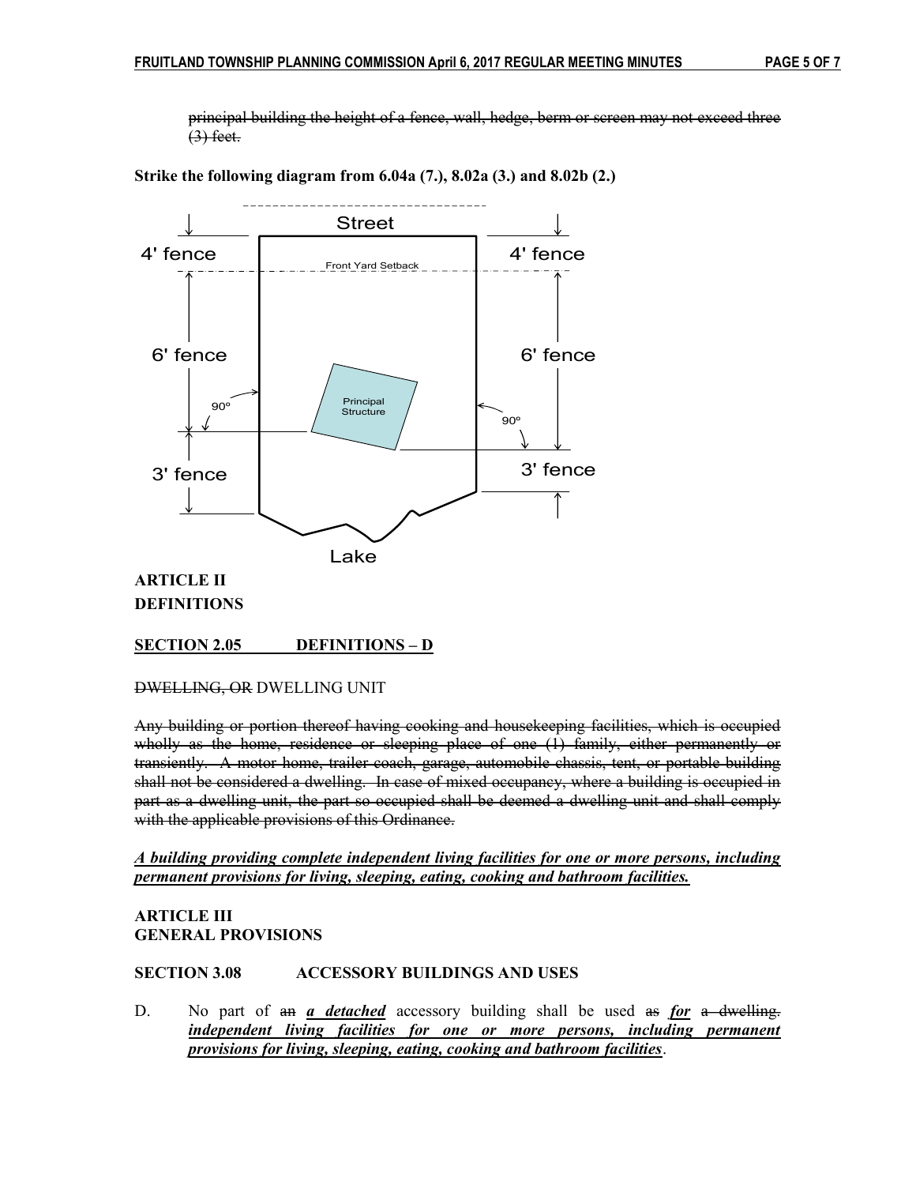~~principal building the height of a fence, wall, hedge, berm or screen may not exceed three (3) feet.~~

**Strike the following diagram from 6.04a (7.), 8.02a (3.) and 8.02b (2.)**

Street

4' fence

4' fence

Front Yard Setback

6' fence

6' fence

Principal Structure

90º

90º

3' fence

3' fence

Lake

**ARTICLE II**
**DEFINITIONS**

**<u>SECTION 2.05 DEFINITIONS – D</u>**

~~DWELLING, OR~~ DWELLING UNIT

~~Any building or portion thereof having cooking and housekeeping facilities, which is occupied wholly as the home, residence or sleeping place of one (1) family, either permanently or transiently. A motor home, trailer coach, garage, automobile chassis, tent, or portable building shall not be considered a dwelling. In case of mixed occupancy, where a building is occupied in part as a dwelling unit, the part so occupied shall be deemed a dwelling unit and shall comply with the applicable provisions of this Ordinance.~~

***<u>A building providing complete independent living facilities for one or more persons, including permanent provisions for living, sleeping, eating, cooking and bathroom facilities.</u>***

**ARTICLE III**
**GENERAL PROVISIONS**

**SECTION 3.08 ACCESSORY BUILDINGS AND USES**

D. No part of ~~an~~ ***<u>a detached</u>*** accessory building shall be used ~~as~~ ***<u>for</u>*** ~~a dwelling.~~ ***<u>independent living facilities for one or more persons, including permanent provisions for living, sleeping, eating, cooking and bathroom facilities</u>***.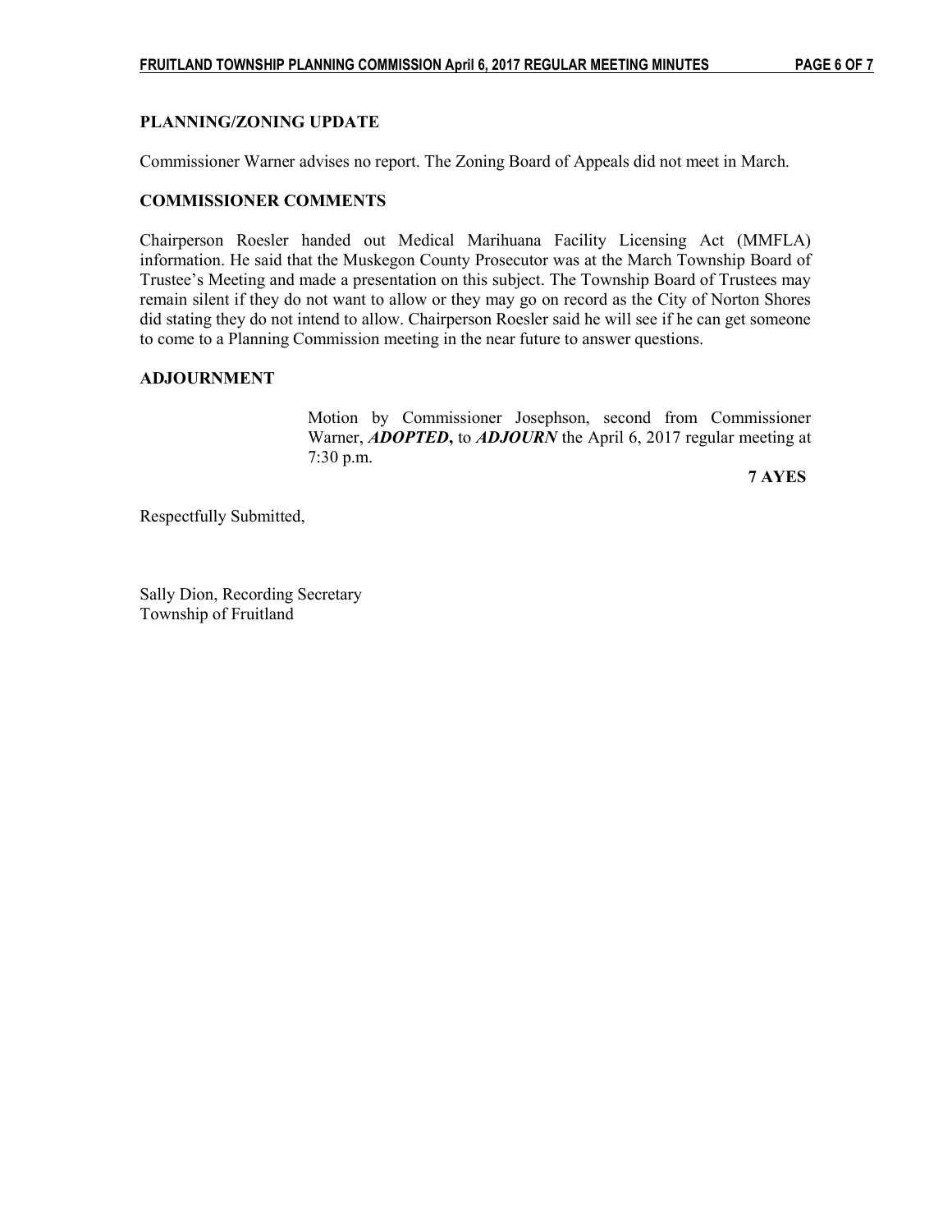## PLANNING/ZONING UPDATE

Commissioner Warner advises no report. The Zoning Board of Appeals did not meet in March.

## COMMISSIONER COMMENTS

Chairperson Roesler handed out Medical Marihuana Facility Licensing Act (MMFLA) information. He said that the Muskegon County Prosecutor was at the March Township Board of Trustee's Meeting and made a presentation on this subject. The Township Board of Trustees may remain silent if they do not want to allow or they may go on record as the City of Norton Shores did stating they do not intend to allow. Chairperson Roesler said he will see if he can get someone to come to a Planning Commission meeting in the near future to answer questions.

## ADJOURNMENT

Motion by Commissioner Josephson, second from Commissioner Warner, ***ADOPTED*****,** to ***ADJOURN*** the April 6, 2017 regular meeting at 7:30 p.m.

**7 AYES**

Respectfully Submitted,

Sally Dion, Recording Secretary
Township of Fruitland